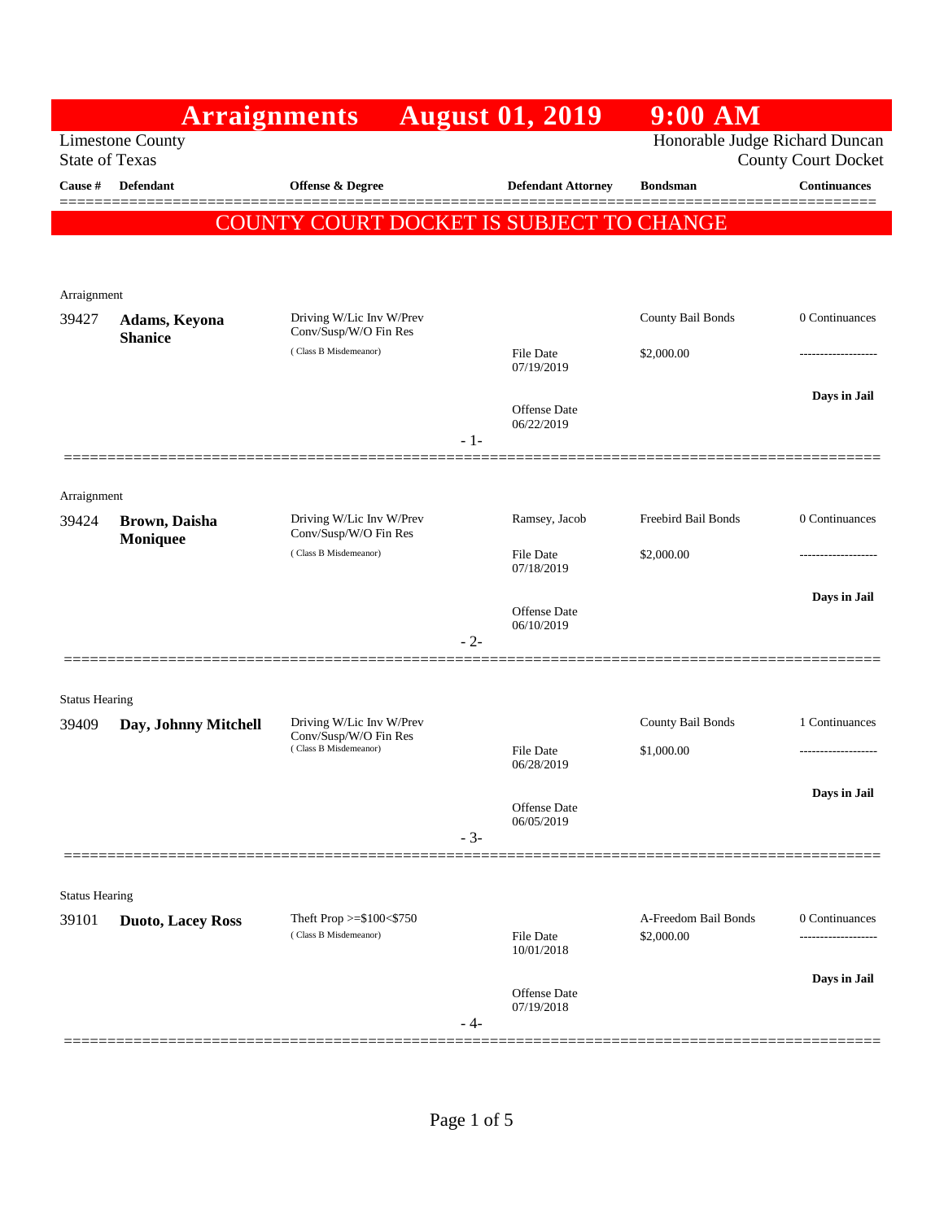# Arraignments August 01, 2019 9:00 AM

Limestone County
State of Texas

Honorable Judge Richard Duncan
County Court Docket

**COUNTY COURT DOCKET IS SUBJECT TO CHANGE**

| Cause # | Defendant | Offense & Degree | Defendant Attorney | Bondsman | Continuances |
|---|---|---|---|---|---|
| Arraignment | | | | | |
| 39427 | **Adams, Keyona Shanice** | Driving W/Lic Inv W/Prev Conv/Susp/W/O Fin Res (Class B Misdemeanor) | File Date 07/19/2019; Offense Date 06/22/2019 | County Bail Bonds $2,000.00 | 0 Continuances; Days in Jail |
| Arraignment | | | | | |
| 39424 | **Brown, Daisha Moniquee** | Driving W/Lic Inv W/Prev Conv/Susp/W/O Fin Res (Class B Misdemeanor) | Ramsey, Jacob; File Date 07/18/2019; Offense Date 06/10/2019 | Freebird Bail Bonds $2,000.00 | 0 Continuances; Days in Jail |
| Status Hearing | | | | | |
| 39409 | **Day, Johnny Mitchell** | Driving W/Lic Inv W/Prev Conv/Susp/W/O Fin Res (Class B Misdemeanor) | File Date 06/28/2019; Offense Date 06/05/2019 | County Bail Bonds $1,000.00 | 1 Continuances; Days in Jail |
| Status Hearing | | | | | |
| 39101 | **Duoto, Lacey Ross** | Theft Prop >=$100<$750 (Class B Misdemeanor) | File Date 10/01/2018; Offense Date 07/19/2018 | A-Freedom Bail Bonds $2,000.00 | 0 Continuances; Days in Jail |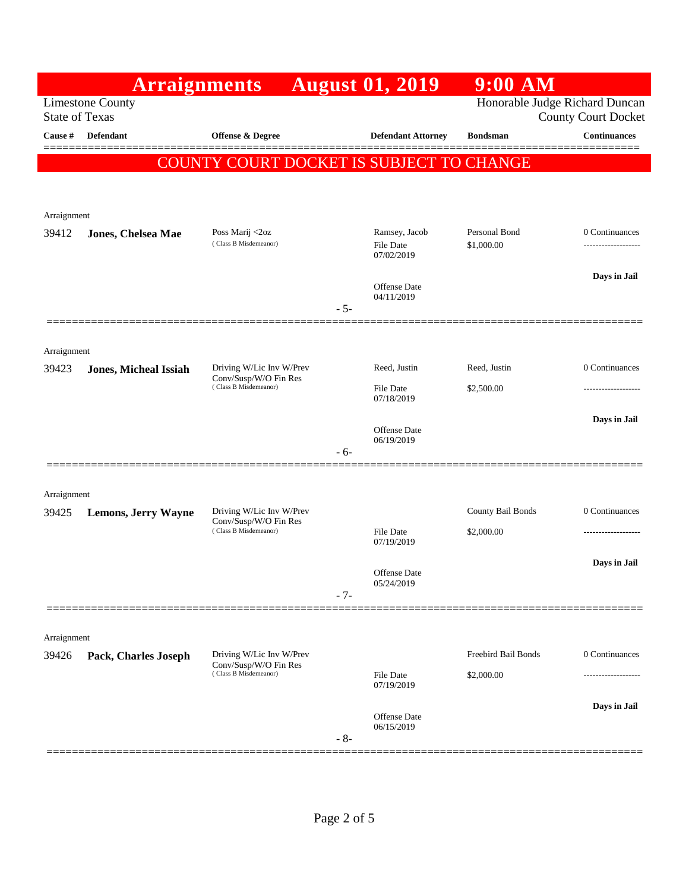# Arraignments August 01, 2019 9:00 AM

Limestone County
State of Texas

Honorable Judge Richard Duncan
County Court Docket

## COUNTY COURT DOCKET IS SUBJECT TO CHANGE

| Cause # | Defendant | Offense & Degree | Defendant Attorney | Bondsman | Continuances |
|---|---|---|---|---|---|
| Arraignment | | | | | |
| 39412 | **Jones, Chelsea Mae** | Poss Marij <2oz (Class B Misdemeanor) | Ramsey, Jacob<br>File Date 07/02/2019<br>Offense Date 04/11/2019 | Personal Bond<br>$1,000.00 | 0 Continuances<br>**Days in Jail** |
| | | | - 5- | | |
| Arraignment | | | | | |
| 39423 | **Jones, Micheal Issiah** | Driving W/Lic Inv W/Prev Conv/Susp/W/O Fin Res (Class B Misdemeanor) | Reed, Justin<br>File Date 07/18/2019<br>Offense Date 06/19/2019 | Reed, Justin<br>$2,500.00 | 0 Continuances<br>**Days in Jail** |
| | | | - 6- | | |
| Arraignment | | | | | |
| 39425 | **Lemons, Jerry Wayne** | Driving W/Lic Inv W/Prev Conv/Susp/W/O Fin Res (Class B Misdemeanor) | File Date 07/19/2019<br>Offense Date 05/24/2019 | County Bail Bonds<br>$2,000.00 | 0 Continuances<br>**Days in Jail** |
| | | | - 7- | | |
| Arraignment | | | | | |
| 39426 | **Pack, Charles Joseph** | Driving W/Lic Inv W/Prev Conv/Susp/W/O Fin Res (Class B Misdemeanor) | File Date 07/19/2019<br>Offense Date 06/15/2019 | Freebird Bail Bonds<br>$2,000.00 | 0 Continuances<br>**Days in Jail** |
| | | | - 8- | | |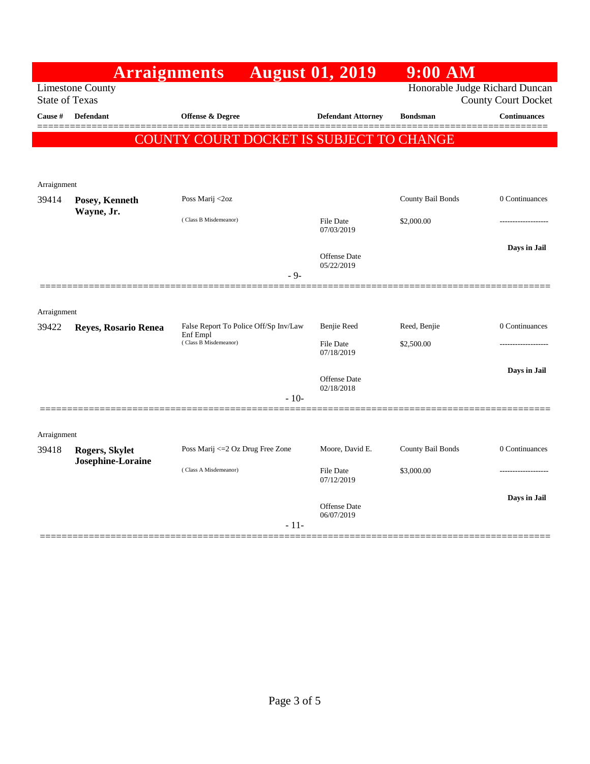# Arraignments August 01, 2019 9:00 AM

Limestone County
State of Texas

Honorable Judge Richard Duncan
County Court Docket

**COUNTY COURT DOCKET IS SUBJECT TO CHANGE**

| Cause # | Defendant | Offense & Degree | Defendant Attorney | Bondsman | Continuances |
|---|---|---|---|---|---|
| Arraignment | | | | | |
| 39414 | **Posey, Kenneth Wayne, Jr.** | Poss Marij <2oz (Class B Misdemeanor) | File Date 07/03/2019; Offense Date 05/22/2019 | County Bail Bonds $2,000.00 | 0 Continuances; ------------------- **Days in Jail** |
| | | - 9- | | | |
| Arraignment | | | | | |
| 39422 | **Reyes, Rosario Renea** | False Report To Police Off/Sp Inv/Law Enf Empl (Class B Misdemeanor) | Benjie Reed; File Date 07/18/2019; Offense Date 02/18/2018 | Reed, Benjie $2,500.00 | 0 Continuances; ------------------- **Days in Jail** |
| | | - 10- | | | |
| Arraignment | | | | | |
| 39418 | **Rogers, Skylet Josephine-Loraine** | Poss Marij <=2 Oz Drug Free Zone (Class A Misdemeanor) | Moore, David E.; File Date 07/12/2019; Offense Date 06/07/2019 | County Bail Bonds $3,000.00 | 0 Continuances; ------------------- **Days in Jail** |
| | | - 11- | | | |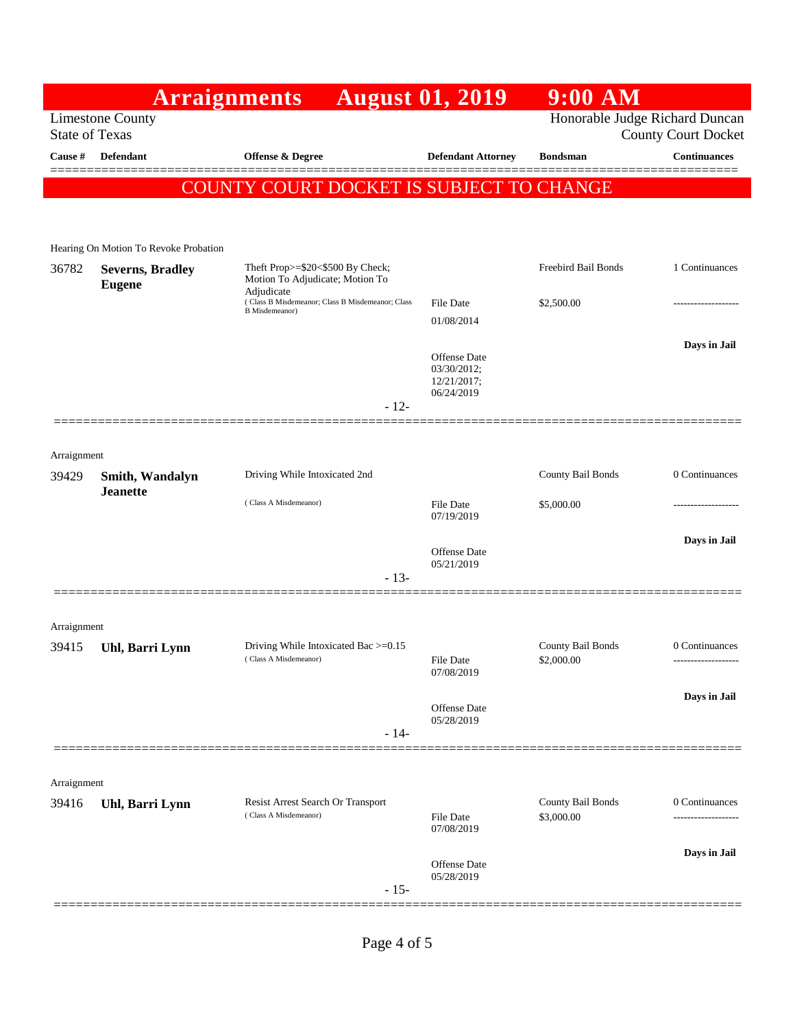# Arraignments August 01, 2019 9:00 AM

Limestone County
State of Texas

Honorable Judge Richard Duncan
County Court Docket

**COUNTY COURT DOCKET IS SUBJECT TO CHANGE**

| Cause # | Defendant | Offense & Degree | Defendant Attorney | Bondsman | Continuances |
|---|---|---|---|---|---|
| Hearing On Motion To Revoke Probation | | | | | |
| 36782 | **Severns, Bradley Eugene** | Theft Prop>=$20<$500 By Check; Motion To Adjudicate; Motion To Adjudicate (Class B Misdemeanor; Class B Misdemeanor; Class B Misdemeanor) | File Date 01/08/2014; Offense Date 03/30/2012; 12/21/2017; 06/24/2019 | Freebird Bail Bonds $2,500.00 | 1 Continuances; **Days in Jail** |
| - 12- | | | | | |
| Arraignment | | | | | |
| 39429 | **Smith, Wandalyn Jeanette** | Driving While Intoxicated 2nd (Class A Misdemeanor) | File Date 07/19/2019; Offense Date 05/21/2019 | County Bail Bonds $5,000.00 | 0 Continuances; **Days in Jail** |
| - 13- | | | | | |
| Arraignment | | | | | |
| 39415 | **Uhl, Barri Lynn** | Driving While Intoxicated Bac >=0.15 (Class A Misdemeanor) | File Date 07/08/2019; Offense Date 05/28/2019 | County Bail Bonds $2,000.00 | 0 Continuances; **Days in Jail** |
| - 14- | | | | | |
| Arraignment | | | | | |
| 39416 | **Uhl, Barri Lynn** | Resist Arrest Search Or Transport (Class A Misdemeanor) | File Date 07/08/2019; Offense Date 05/28/2019 | County Bail Bonds $3,000.00 | 0 Continuances; **Days in Jail** |
| - 15- | | | | | |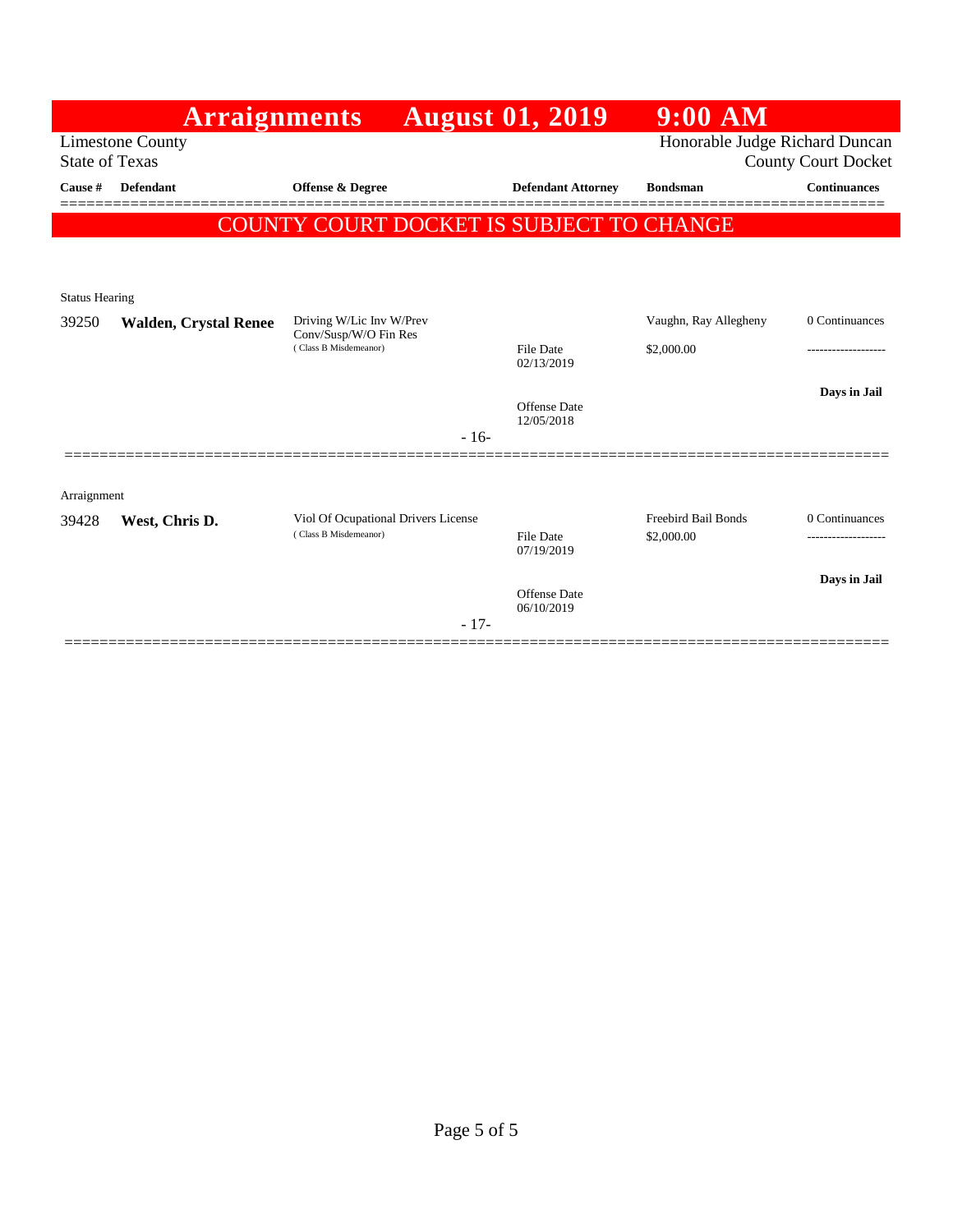# Arraignments August 01, 2019 9:00 AM

Limestone County
State of Texas

Honorable Judge Richard Duncan
County Court Docket

| Cause # | Defendant | Offense & Degree | Defendant Attorney | Bondsman | Continuances |
| --- | --- | --- | --- | --- | --- |

## COUNTY COURT DOCKET IS SUBJECT TO CHANGE

Status Hearing

| Cause # | Defendant | Offense & Degree | Defendant Attorney | Bondsman | Continuances |
| --- | --- | --- | --- | --- | --- |
| 39250 | **Walden, Crystal Renee** | Driving W/Lic Inv W/Prev Conv/Susp/W/O Fin Res (Class B Misdemeanor) | File Date 02/13/2019 | Vaughn, Ray Allegheny $2,000.00 | 0 Continuances ------------------- |
| | | | Offense Date 12/05/2018 | | **Days in Jail** |

- 16-

Arraignment

| Cause # | Defendant | Offense & Degree | Defendant Attorney | Bondsman | Continuances |
| --- | --- | --- | --- | --- | --- |
| 39428 | **West, Chris D.** | Viol Of Ocupational Drivers License (Class B Misdemeanor) | File Date 07/19/2019 | Freebird Bail Bonds $2,000.00 | 0 Continuances ------------------- |
| | | | Offense Date 06/10/2019 | | **Days in Jail** |

- 17-